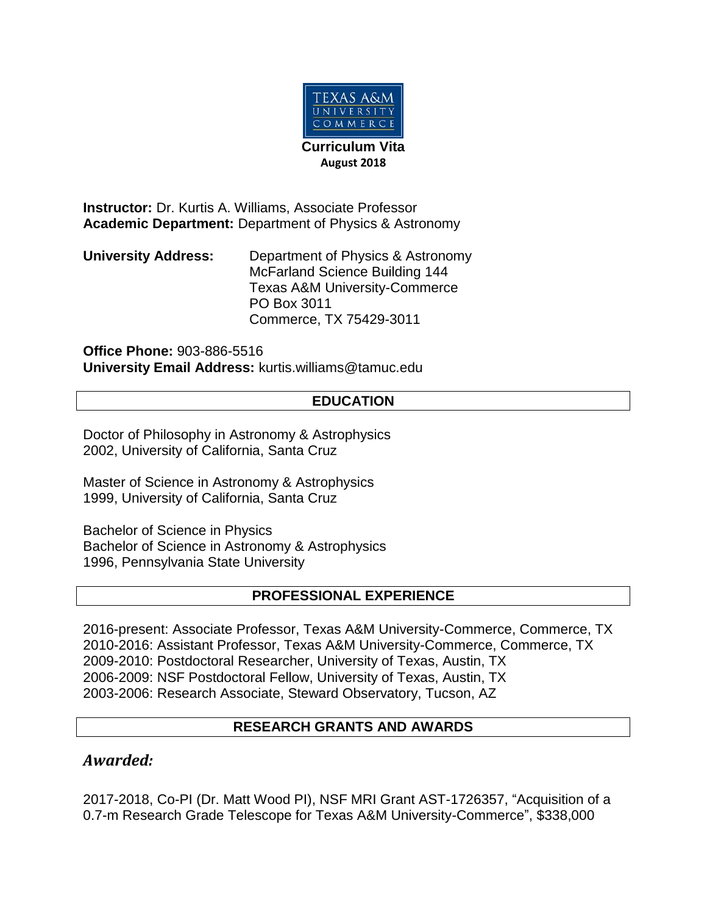TEXAS A&M UNIVERSITY COMMERCE

**Curriculum Vita**
**August 2018**

**Instructor:** Dr. Kurtis A. Williams, Associate Professor
**Academic Department:** Department of Physics & Astronomy

**University Address:** Department of Physics & Astronomy
McFarland Science Building 144
Texas A&M University-Commerce
PO Box 3011
Commerce, TX 75429-3011

**Office Phone:** 903-886-5516
**University Email Address:** kurtis.williams@tamuc.edu

## EDUCATION

Doctor of Philosophy in Astronomy & Astrophysics
2002, University of California, Santa Cruz

Master of Science in Astronomy & Astrophysics
1999, University of California, Santa Cruz

Bachelor of Science in Physics
Bachelor of Science in Astronomy & Astrophysics
1996, Pennsylvania State University

## PROFESSIONAL EXPERIENCE

2016-present: Associate Professor, Texas A&M University-Commerce, Commerce, TX
2010-2016: Assistant Professor, Texas A&M University-Commerce, Commerce, TX
2009-2010: Postdoctoral Researcher, University of Texas, Austin, TX
2006-2009: NSF Postdoctoral Fellow, University of Texas, Austin, TX
2003-2006: Research Associate, Steward Observatory, Tucson, AZ

## RESEARCH GRANTS AND AWARDS

### *Awarded:*

2017-2018, Co-PI (Dr. Matt Wood PI), NSF MRI Grant AST-1726357, "Acquisition of a 0.7-m Research Grade Telescope for Texas A&M University-Commerce", $338,000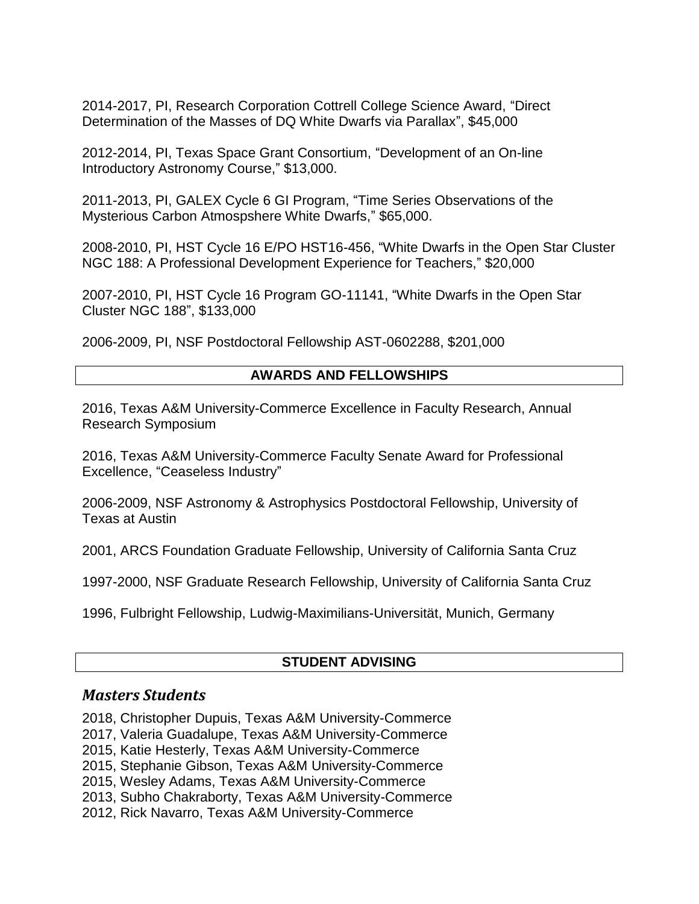2014-2017, PI, Research Corporation Cottrell College Science Award, "Direct Determination of the Masses of DQ White Dwarfs via Parallax", $45,000

2012-2014, PI, Texas Space Grant Consortium, "Development of an On-line Introductory Astronomy Course," $13,000.

2011-2013, PI, GALEX Cycle 6 GI Program, "Time Series Observations of the Mysterious Carbon Atmospshere White Dwarfs," $65,000.

2008-2010, PI, HST Cycle 16 E/PO HST16-456, "White Dwarfs in the Open Star Cluster NGC 188: A Professional Development Experience for Teachers," $20,000

2007-2010, PI, HST Cycle 16 Program GO-11141, "White Dwarfs in the Open Star Cluster NGC 188", $133,000

2006-2009, PI, NSF Postdoctoral Fellowship AST-0602288, $201,000

## AWARDS AND FELLOWSHIPS

2016, Texas A&M University-Commerce Excellence in Faculty Research, Annual Research Symposium

2016, Texas A&M University-Commerce Faculty Senate Award for Professional Excellence, "Ceaseless Industry"

2006-2009, NSF Astronomy & Astrophysics Postdoctoral Fellowship, University of Texas at Austin

2001, ARCS Foundation Graduate Fellowship, University of California Santa Cruz

1997-2000, NSF Graduate Research Fellowship, University of California Santa Cruz

1996, Fulbright Fellowship, Ludwig-Maximilians-Universität, Munich, Germany

## STUDENT ADVISING

### *Masters Students*

2018, Christopher Dupuis, Texas A&M University-Commerce
2017, Valeria Guadalupe, Texas A&M University-Commerce
2015, Katie Hesterly, Texas A&M University-Commerce
2015, Stephanie Gibson, Texas A&M University-Commerce
2015, Wesley Adams, Texas A&M University-Commerce
2013, Subho Chakraborty, Texas A&M University-Commerce
2012, Rick Navarro, Texas A&M University-Commerce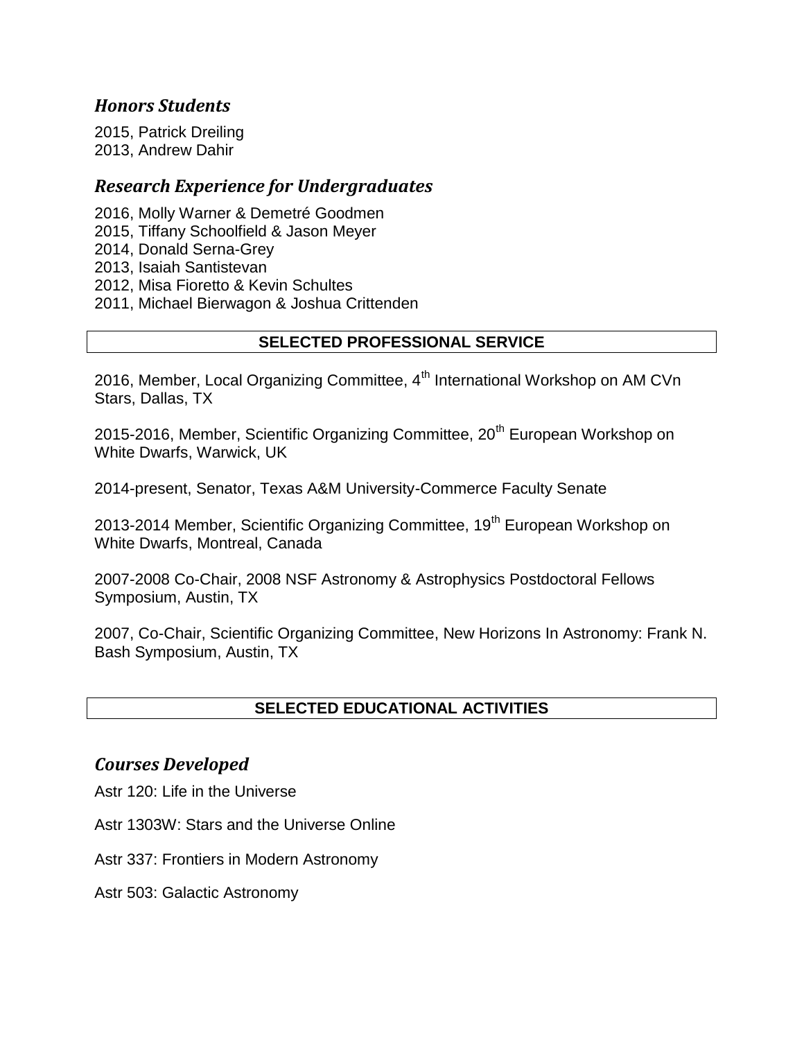### *Honors Students*

2015, Patrick Dreiling
2013, Andrew Dahir

### *Research Experience for Undergraduates*

2016, Molly Warner & Demetré Goodmen
2015, Tiffany Schoolfield & Jason Meyer
2014, Donald Serna-Grey
2013, Isaiah Santistevan
2012, Misa Fioretto & Kevin Schultes
2011, Michael Bierwagon & Joshua Crittenden

## SELECTED PROFESSIONAL SERVICE

2016, Member, Local Organizing Committee, 4th International Workshop on AM CVn Stars, Dallas, TX

2015-2016, Member, Scientific Organizing Committee, 20th European Workshop on White Dwarfs, Warwick, UK

2014-present, Senator, Texas A&M University-Commerce Faculty Senate

2013-2014 Member, Scientific Organizing Committee, 19th European Workshop on White Dwarfs, Montreal, Canada

2007-2008 Co-Chair, 2008 NSF Astronomy & Astrophysics Postdoctoral Fellows Symposium, Austin, TX

2007, Co-Chair, Scientific Organizing Committee, New Horizons In Astronomy: Frank N. Bash Symposium, Austin, TX

## SELECTED EDUCATIONAL ACTIVITIES

### *Courses Developed*

Astr 120: Life in the Universe

Astr 1303W: Stars and the Universe Online

Astr 337: Frontiers in Modern Astronomy

Astr 503: Galactic Astronomy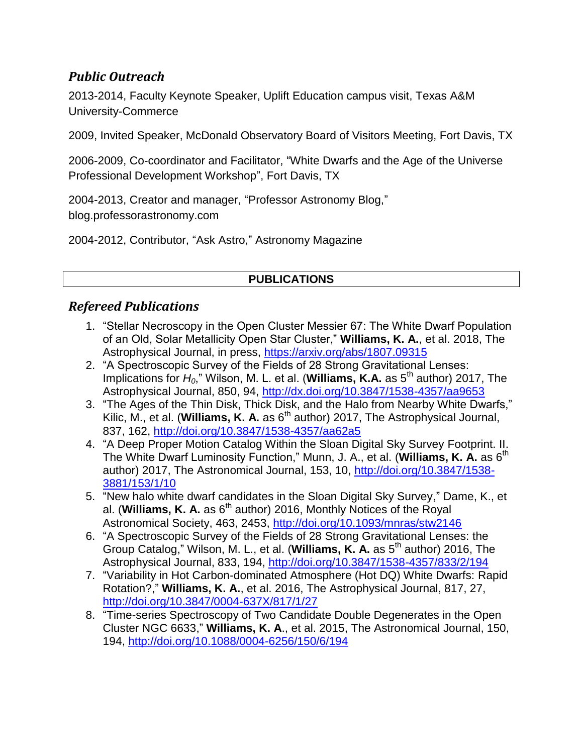### *Public Outreach*

2013-2014, Faculty Keynote Speaker, Uplift Education campus visit, Texas A&M University-Commerce

2009, Invited Speaker, McDonald Observatory Board of Visitors Meeting, Fort Davis, TX

2006-2009, Co-coordinator and Facilitator, "White Dwarfs and the Age of the Universe Professional Development Workshop", Fort Davis, TX

2004-2013, Creator and manager, "Professor Astronomy Blog," blog.professorastronomy.com

2004-2012, Contributor, "Ask Astro," Astronomy Magazine

## PUBLICATIONS

### *Refereed Publications*

1. "Stellar Necroscopy in the Open Cluster Messier 67: The White Dwarf Population of an Old, Solar Metallicity Open Star Cluster," **Williams, K. A.**, et al. 2018, The Astrophysical Journal, in press, https://arxiv.org/abs/1807.09315
2. "A Spectroscopic Survey of the Fields of 28 Strong Gravitational Lenses: Implications for $H_0$," Wilson, M. L. et al. (**Williams, K.A.** as 5th author) 2017, The Astrophysical Journal, 850, 94, http://dx.doi.org/10.3847/1538-4357/aa9653
3. "The Ages of the Thin Disk, Thick Disk, and the Halo from Nearby White Dwarfs," Kilic, M., et al. (**Williams, K. A.** as 6th author) 2017, The Astrophysical Journal, 837, 162, http://doi.org/10.3847/1538-4357/aa62a5
4. "A Deep Proper Motion Catalog Within the Sloan Digital Sky Survey Footprint. II. The White Dwarf Luminosity Function," Munn, J. A., et al. (**Williams, K. A.** as 6th author) 2017, The Astronomical Journal, 153, 10, http://doi.org/10.3847/1538-3881/153/1/10
5. "New halo white dwarf candidates in the Sloan Digital Sky Survey," Dame, K., et al. (**Williams, K. A.** as 6th author) 2016, Monthly Notices of the Royal Astronomical Society, 463, 2453, http://doi.org/10.1093/mnras/stw2146
6. "A Spectroscopic Survey of the Fields of 28 Strong Gravitational Lenses: the Group Catalog," Wilson, M. L., et al. (**Williams, K. A.** as 5th author) 2016, The Astrophysical Journal, 833, 194, http://doi.org/10.3847/1538-4357/833/2/194
7. "Variability in Hot Carbon-dominated Atmosphere (Hot DQ) White Dwarfs: Rapid Rotation?," **Williams, K. A.**, et al. 2016, The Astrophysical Journal, 817, 27, http://doi.org/10.3847/0004-637X/817/1/27
8. "Time-series Spectroscopy of Two Candidate Double Degenerates in the Open Cluster NGC 6633," **Williams, K. A**., et al. 2015, The Astronomical Journal, 150, 194, http://doi.org/10.1088/0004-6256/150/6/194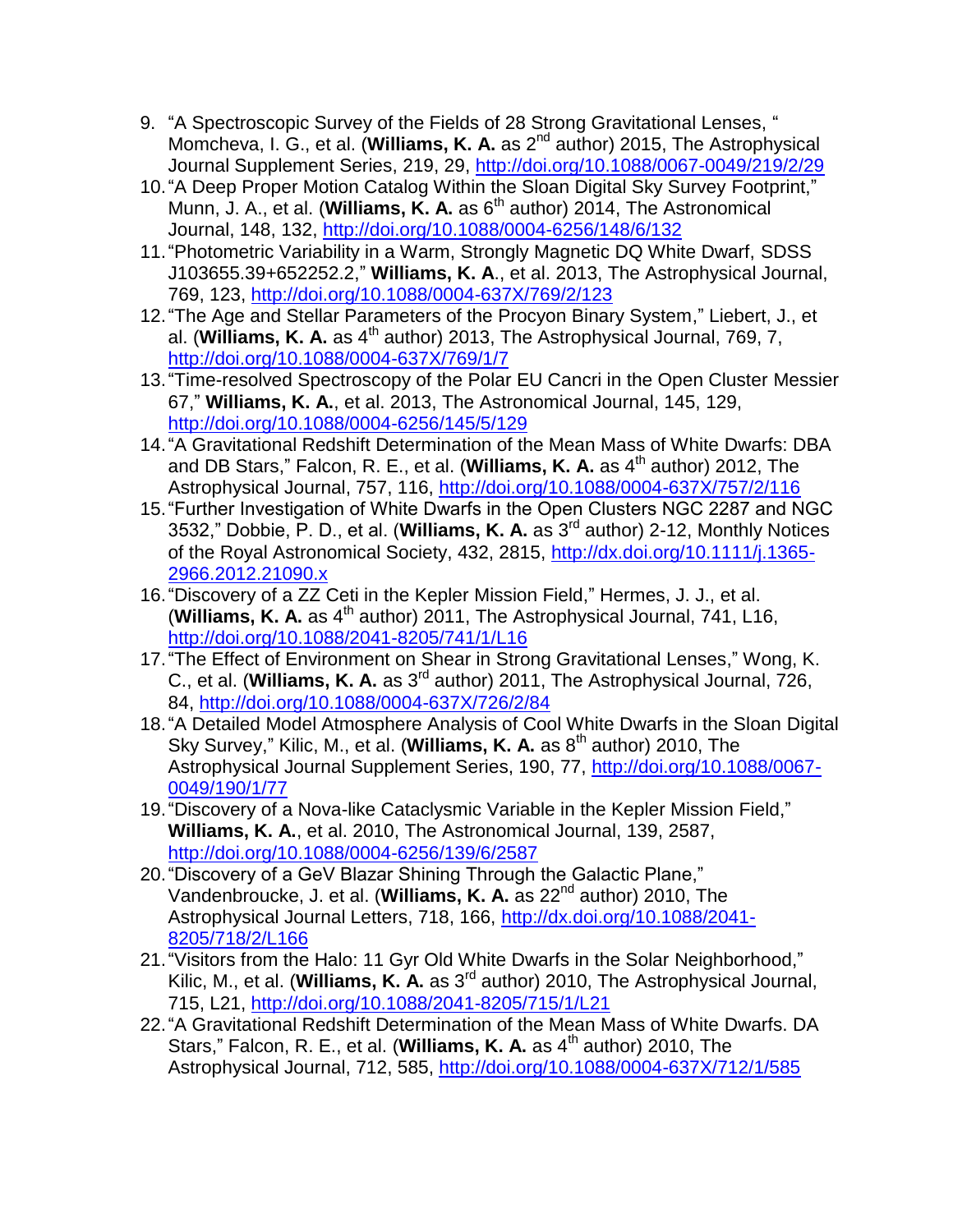9. "A Spectroscopic Survey of the Fields of 28 Strong Gravitational Lenses, " Momcheva, I. G., et al. (**Williams, K. A.** as 2nd author) 2015, The Astrophysical Journal Supplement Series, 219, 29, http://doi.org/10.1088/0067-0049/219/2/29
10. "A Deep Proper Motion Catalog Within the Sloan Digital Sky Survey Footprint," Munn, J. A., et al. (**Williams, K. A.** as 6th author) 2014, The Astronomical Journal, 148, 132, http://doi.org/10.1088/0004-6256/148/6/132
11. "Photometric Variability in a Warm, Strongly Magnetic DQ White Dwarf, SDSS J103655.39+652252.2," **Williams, K. A**., et al. 2013, The Astrophysical Journal, 769, 123, http://doi.org/10.1088/0004-637X/769/2/123
12. "The Age and Stellar Parameters of the Procyon Binary System," Liebert, J., et al. (**Williams, K. A.** as 4th author) 2013, The Astrophysical Journal, 769, 7, http://doi.org/10.1088/0004-637X/769/1/7
13. "Time-resolved Spectroscopy of the Polar EU Cancri in the Open Cluster Messier 67," **Williams, K. A.**, et al. 2013, The Astronomical Journal, 145, 129, http://doi.org/10.1088/0004-6256/145/5/129
14. "A Gravitational Redshift Determination of the Mean Mass of White Dwarfs: DBA and DB Stars," Falcon, R. E., et al. (**Williams, K. A.** as 4th author) 2012, The Astrophysical Journal, 757, 116, http://doi.org/10.1088/0004-637X/757/2/116
15. "Further Investigation of White Dwarfs in the Open Clusters NGC 2287 and NGC 3532," Dobbie, P. D., et al. (**Williams, K. A.** as 3rd author) 2-12, Monthly Notices of the Royal Astronomical Society, 432, 2815, http://dx.doi.org/10.1111/j.1365-2966.2012.21090.x
16. "Discovery of a ZZ Ceti in the Kepler Mission Field," Hermes, J. J., et al. (**Williams, K. A.** as 4th author) 2011, The Astrophysical Journal, 741, L16, http://doi.org/10.1088/2041-8205/741/1/L16
17. "The Effect of Environment on Shear in Strong Gravitational Lenses," Wong, K. C., et al. (**Williams, K. A.** as 3rd author) 2011, The Astrophysical Journal, 726, 84, http://doi.org/10.1088/0004-637X/726/2/84
18. "A Detailed Model Atmosphere Analysis of Cool White Dwarfs in the Sloan Digital Sky Survey," Kilic, M., et al. (**Williams, K. A.** as 8th author) 2010, The Astrophysical Journal Supplement Series, 190, 77, http://doi.org/10.1088/0067-0049/190/1/77
19. "Discovery of a Nova-like Cataclysmic Variable in the Kepler Mission Field," **Williams, K. A.**, et al. 2010, The Astronomical Journal, 139, 2587, http://doi.org/10.1088/0004-6256/139/6/2587
20. "Discovery of a GeV Blazar Shining Through the Galactic Plane," Vandenbroucke, J. et al. (**Williams, K. A.** as 22nd author) 2010, The Astrophysical Journal Letters, 718, 166, http://dx.doi.org/10.1088/2041-8205/718/2/L166
21. "Visitors from the Halo: 11 Gyr Old White Dwarfs in the Solar Neighborhood," Kilic, M., et al. (**Williams, K. A.** as 3rd author) 2010, The Astrophysical Journal, 715, L21, http://doi.org/10.1088/2041-8205/715/1/L21
22. "A Gravitational Redshift Determination of the Mean Mass of White Dwarfs. DA Stars," Falcon, R. E., et al. (**Williams, K. A.** as 4th author) 2010, The Astrophysical Journal, 712, 585, http://doi.org/10.1088/0004-637X/712/1/585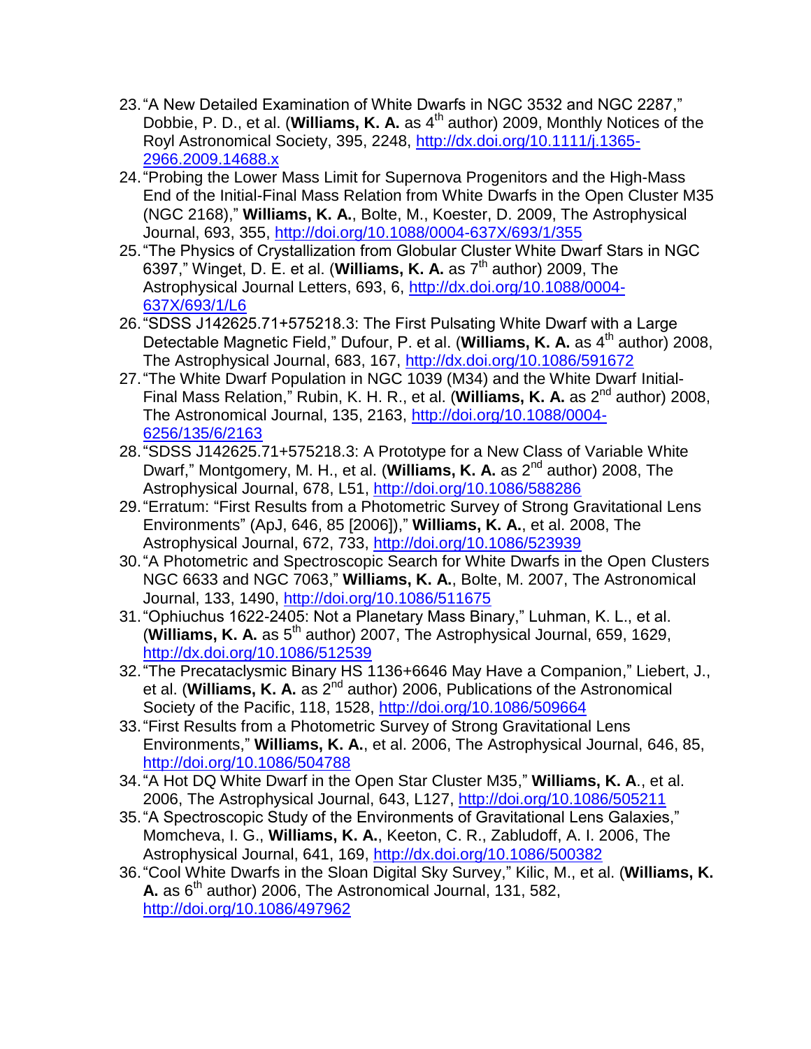23. "A New Detailed Examination of White Dwarfs in NGC 3532 and NGC 2287," Dobbie, P. D., et al. (**Williams, K. A.** as 4th author) 2009, Monthly Notices of the Royl Astronomical Society, 395, 2248, http://dx.doi.org/10.1111/j.1365-2966.2009.14688.x
24. "Probing the Lower Mass Limit for Supernova Progenitors and the High-Mass End of the Initial-Final Mass Relation from White Dwarfs in the Open Cluster M35 (NGC 2168)," **Williams, K. A.**, Bolte, M., Koester, D. 2009, The Astrophysical Journal, 693, 355, http://doi.org/10.1088/0004-637X/693/1/355
25. "The Physics of Crystallization from Globular Cluster White Dwarf Stars in NGC 6397," Winget, D. E. et al. (**Williams, K. A.** as 7th author) 2009, The Astrophysical Journal Letters, 693, 6, http://dx.doi.org/10.1088/0004-637X/693/1/L6
26. "SDSS J142625.71+575218.3: The First Pulsating White Dwarf with a Large Detectable Magnetic Field," Dufour, P. et al. (**Williams, K. A.** as 4th author) 2008, The Astrophysical Journal, 683, 167, http://dx.doi.org/10.1086/591672
27. "The White Dwarf Population in NGC 1039 (M34) and the White Dwarf Initial-Final Mass Relation," Rubin, K. H. R., et al. (**Williams, K. A.** as 2nd author) 2008, The Astronomical Journal, 135, 2163, http://doi.org/10.1088/0004-6256/135/6/2163
28. "SDSS J142625.71+575218.3: A Prototype for a New Class of Variable White Dwarf," Montgomery, M. H., et al. (**Williams, K. A.** as 2nd author) 2008, The Astrophysical Journal, 678, L51, http://doi.org/10.1086/588286
29. "Erratum: "First Results from a Photometric Survey of Strong Gravitational Lens Environments" (ApJ, 646, 85 [2006])," **Williams, K. A.**, et al. 2008, The Astrophysical Journal, 672, 733, http://doi.org/10.1086/523939
30. "A Photometric and Spectroscopic Search for White Dwarfs in the Open Clusters NGC 6633 and NGC 7063," **Williams, K. A.**, Bolte, M. 2007, The Astronomical Journal, 133, 1490, http://doi.org/10.1086/511675
31. "Ophiuchus 1622-2405: Not a Planetary Mass Binary," Luhman, K. L., et al. (**Williams, K. A.** as 5th author) 2007, The Astrophysical Journal, 659, 1629, http://dx.doi.org/10.1086/512539
32. "The Precataclysmic Binary HS 1136+6646 May Have a Companion," Liebert, J., et al. (**Williams, K. A.** as 2nd author) 2006, Publications of the Astronomical Society of the Pacific, 118, 1528, http://doi.org/10.1086/509664
33. "First Results from a Photometric Survey of Strong Gravitational Lens Environments," **Williams, K. A.**, et al. 2006, The Astrophysical Journal, 646, 85, http://doi.org/10.1086/504788
34. "A Hot DQ White Dwarf in the Open Star Cluster M35," **Williams, K. A**., et al. 2006, The Astrophysical Journal, 643, L127, http://doi.org/10.1086/505211
35. "A Spectroscopic Study of the Environments of Gravitational Lens Galaxies," Momcheva, I. G., **Williams, K. A.**, Keeton, C. R., Zabludoff, A. I. 2006, The Astrophysical Journal, 641, 169, http://dx.doi.org/10.1086/500382
36. "Cool White Dwarfs in the Sloan Digital Sky Survey," Kilic, M., et al. (**Williams, K. A.** as 6th author) 2006, The Astronomical Journal, 131, 582, http://doi.org/10.1086/497962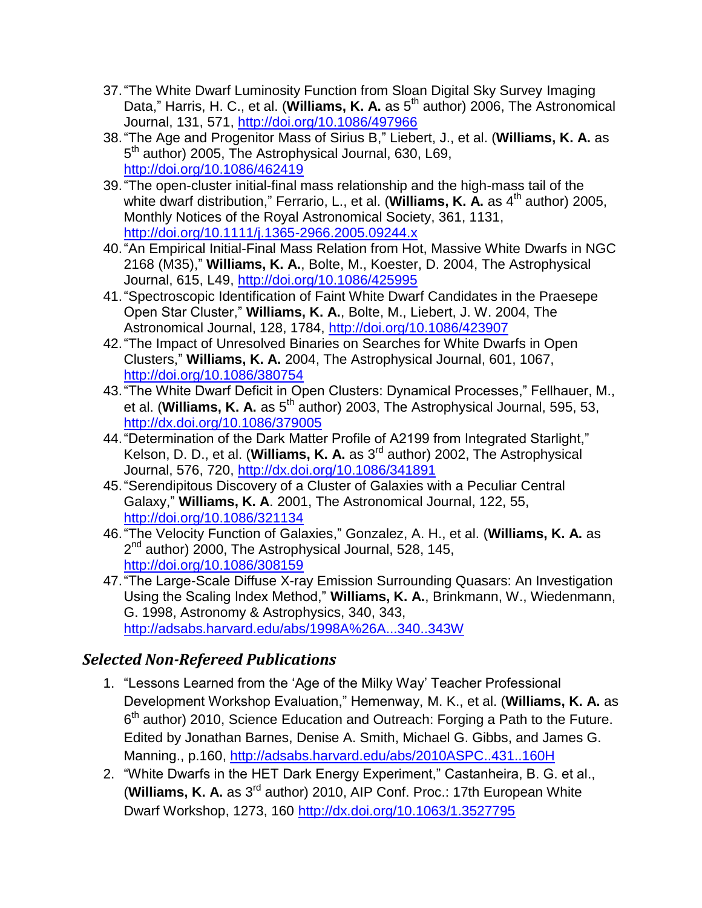37. "The White Dwarf Luminosity Function from Sloan Digital Sky Survey Imaging Data," Harris, H. C., et al. (**Williams, K. A.** as 5th author) 2006, The Astronomical Journal, 131, 571, http://doi.org/10.1086/497966
38. "The Age and Progenitor Mass of Sirius B," Liebert, J., et al. (**Williams, K. A.** as 5th author) 2005, The Astrophysical Journal, 630, L69, http://doi.org/10.1086/462419
39. "The open-cluster initial-final mass relationship and the high-mass tail of the white dwarf distribution," Ferrario, L., et al. (**Williams, K. A.** as 4th author) 2005, Monthly Notices of the Royal Astronomical Society, 361, 1131, http://doi.org/10.1111/j.1365-2966.2005.09244.x
40. "An Empirical Initial-Final Mass Relation from Hot, Massive White Dwarfs in NGC 2168 (M35)," **Williams, K. A.**, Bolte, M., Koester, D. 2004, The Astrophysical Journal, 615, L49, http://doi.org/10.1086/425995
41. "Spectroscopic Identification of Faint White Dwarf Candidates in the Praesepe Open Star Cluster," **Williams, K. A.**, Bolte, M., Liebert, J. W. 2004, The Astronomical Journal, 128, 1784, http://doi.org/10.1086/423907
42. "The Impact of Unresolved Binaries on Searches for White Dwarfs in Open Clusters," **Williams, K. A.** 2004, The Astrophysical Journal, 601, 1067, http://doi.org/10.1086/380754
43. "The White Dwarf Deficit in Open Clusters: Dynamical Processes," Fellhauer, M., et al. (**Williams, K. A.** as 5th author) 2003, The Astrophysical Journal, 595, 53, http://dx.doi.org/10.1086/379005
44. "Determination of the Dark Matter Profile of A2199 from Integrated Starlight," Kelson, D. D., et al. (**Williams, K. A.** as 3rd author) 2002, The Astrophysical Journal, 576, 720, http://dx.doi.org/10.1086/341891
45. "Serendipitous Discovery of a Cluster of Galaxies with a Peculiar Central Galaxy," **Williams, K. A**. 2001, The Astronomical Journal, 122, 55, http://doi.org/10.1086/321134
46. "The Velocity Function of Galaxies," Gonzalez, A. H., et al. (**Williams, K. A.** as 2nd author) 2000, The Astrophysical Journal, 528, 145, http://doi.org/10.1086/308159
47. "The Large-Scale Diffuse X-ray Emission Surrounding Quasars: An Investigation Using the Scaling Index Method," **Williams, K. A.**, Brinkmann, W., Wiedenmann, G. 1998, Astronomy & Astrophysics, 340, 343, http://adsabs.harvard.edu/abs/1998A%26A...340..343W

## *Selected Non-Refereed Publications*

1. "Lessons Learned from the 'Age of the Milky Way' Teacher Professional Development Workshop Evaluation," Hemenway, M. K., et al. (**Williams, K. A.** as 6th author) 2010, Science Education and Outreach: Forging a Path to the Future. Edited by Jonathan Barnes, Denise A. Smith, Michael G. Gibbs, and James G. Manning., p.160, http://adsabs.harvard.edu/abs/2010ASPC..431..160H
2. "White Dwarfs in the HET Dark Energy Experiment," Castanheira, B. G. et al., (**Williams, K. A.** as 3rd author) 2010, AIP Conf. Proc.: 17th European White Dwarf Workshop, 1273, 160 http://dx.doi.org/10.1063/1.3527795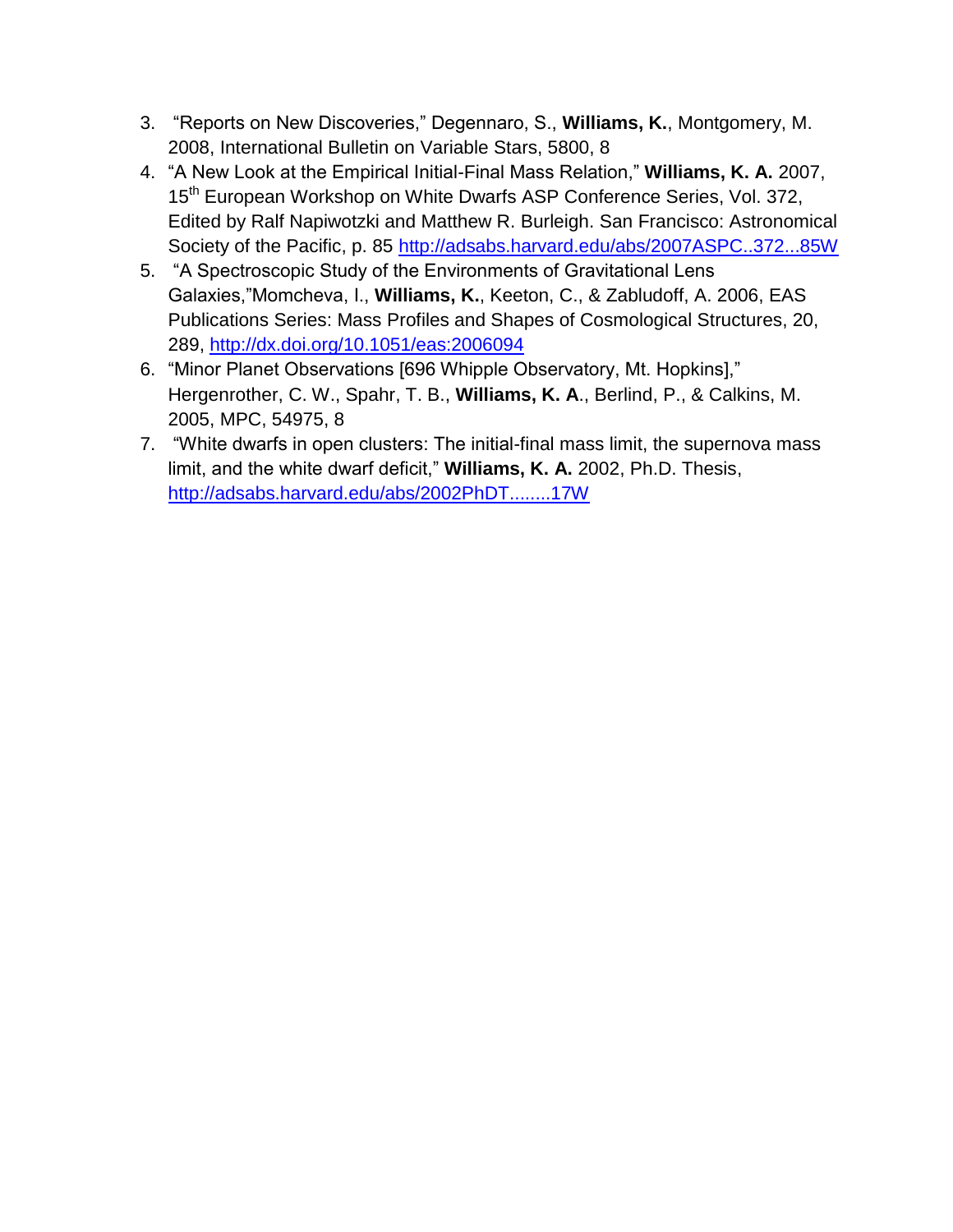3. "Reports on New Discoveries," Degennaro, S., **Williams, K.**, Montgomery, M. 2008, International Bulletin on Variable Stars, 5800, 8
4. "A New Look at the Empirical Initial-Final Mass Relation," **Williams, K. A.** 2007, 15th European Workshop on White Dwarfs ASP Conference Series, Vol. 372, Edited by Ralf Napiwotzki and Matthew R. Burleigh. San Francisco: Astronomical Society of the Pacific, p. 85 http://adsabs.harvard.edu/abs/2007ASPC..372...85W
5. "A Spectroscopic Study of the Environments of Gravitational Lens Galaxies,"Momcheva, I., **Williams, K.**, Keeton, C., & Zabludoff, A. 2006, EAS Publications Series: Mass Profiles and Shapes of Cosmological Structures, 20, 289, http://dx.doi.org/10.1051/eas:2006094
6. "Minor Planet Observations [696 Whipple Observatory, Mt. Hopkins]," Hergenrother, C. W., Spahr, T. B., **Williams, K. A**., Berlind, P., & Calkins, M. 2005, MPC, 54975, 8
7. "White dwarfs in open clusters: The initial-final mass limit, the supernova mass limit, and the white dwarf deficit," **Williams, K. A.** 2002, Ph.D. Thesis, http://adsabs.harvard.edu/abs/2002PhDT........17W